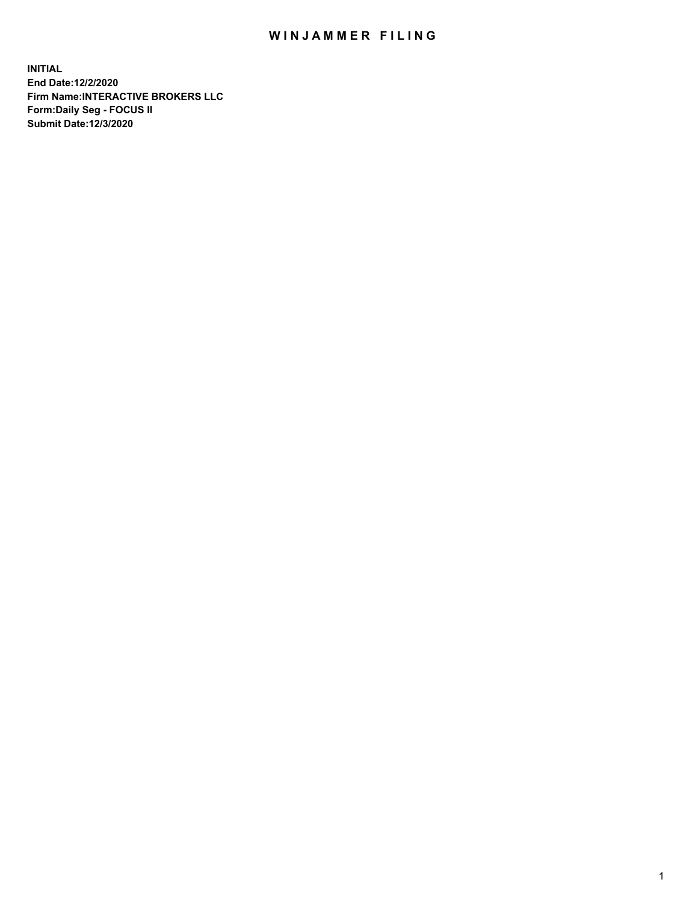# WINJAMMER FILING

**INITIAL**
**End Date:12/2/2020**
**Firm Name:INTERACTIVE BROKERS LLC**
**Form:Daily Seg - FOCUS II**
**Submit Date:12/3/2020**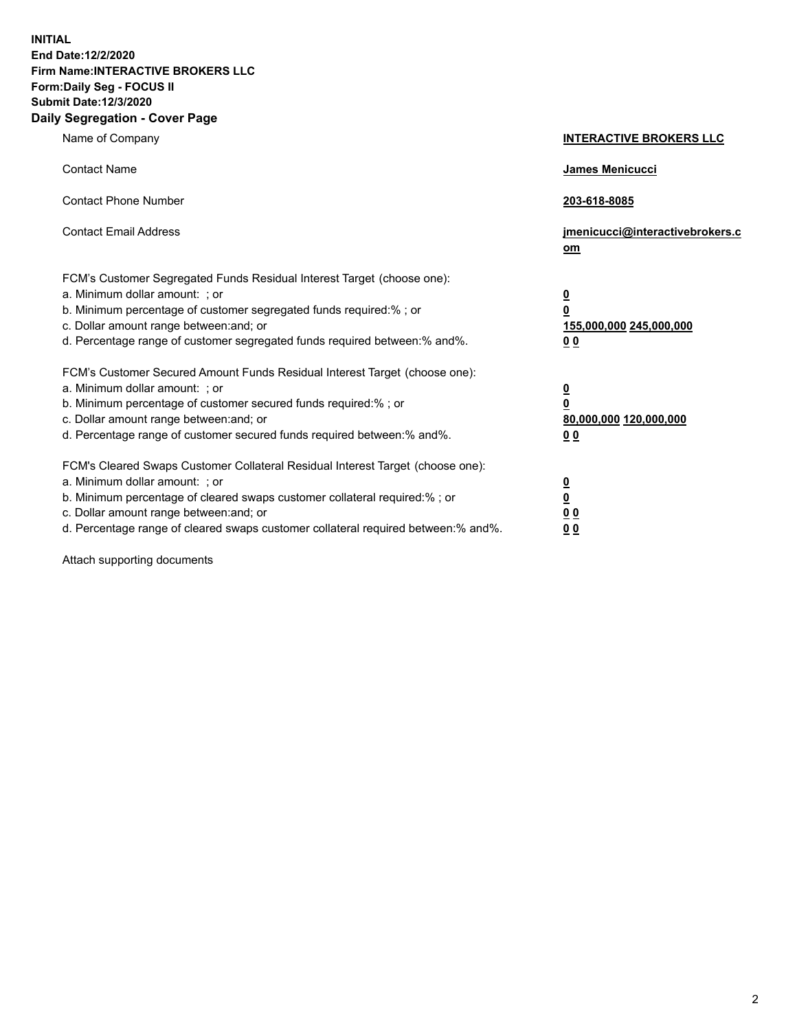**INITIAL**
**End Date:12/2/2020**
**Firm Name:INTERACTIVE BROKERS LLC**
**Form:Daily Seg - FOCUS II**
**Submit Date:12/3/2020**

## Daily Segregation - Cover Page

| | |
|---|---|
| Name of Company | **INTERACTIVE BROKERS LLC** |
| Contact Name | **James Menicucci** |
| Contact Phone Number | **203-618-8085** |
| Contact Email Address | **jmenicucci@interactivebrokers.com** |

FCM's Customer Segregated Funds Residual Interest Target (choose one):

| | |
|---|---|
| a. Minimum dollar amount: ; or | **0** |
| b. Minimum percentage of customer segregated funds required:% ; or | **0** |
| c. Dollar amount range between:and; or | **155,000,000 245,000,000** |
| d. Percentage range of customer segregated funds required between:% and%. | **0 0** |

FCM's Customer Secured Amount Funds Residual Interest Target (choose one):

| | |
|---|---|
| a. Minimum dollar amount: ; or | **0** |
| b. Minimum percentage of customer secured funds required:% ; or | **0** |
| c. Dollar amount range between:and; or | **80,000,000 120,000,000** |
| d. Percentage range of customer secured funds required between:% and%. | **0 0** |

FCM's Cleared Swaps Customer Collateral Residual Interest Target (choose one):

| | |
|---|---|
| a. Minimum dollar amount: ; or | **0** |
| b. Minimum percentage of cleared swaps customer collateral required:% ; or | **0** |
| c. Dollar amount range between:and; or | **0 0** |
| d. Percentage range of cleared swaps customer collateral required between:% and%. | **0 0** |

Attach supporting documents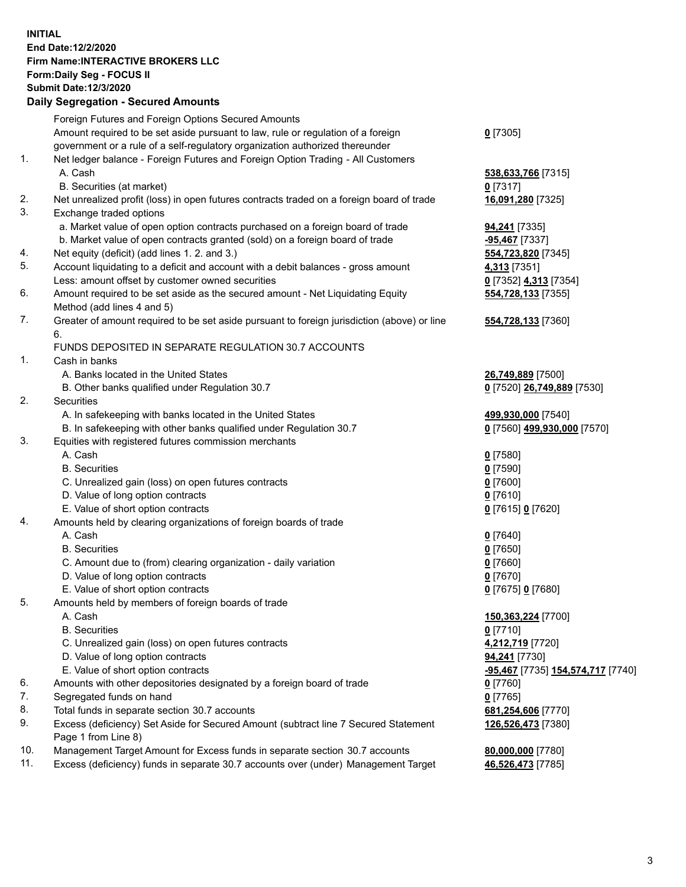**INITIAL**
**End Date:12/2/2020**
**Firm Name:INTERACTIVE BROKERS LLC**
**Form:Daily Seg - FOCUS II**
**Submit Date:12/3/2020**

## Daily Segregation - Secured Amounts

| | | |
|---|---|---|
| | Foreign Futures and Foreign Options Secured Amounts | |
| | Amount required to be set aside pursuant to law, rule or regulation of a foreign government or a rule of a self-regulatory organization authorized thereunder | **0** [7305] |
| 1. | Net ledger balance - Foreign Futures and Foreign Option Trading - All Customers | |
| | A. Cash | **538,633,766** [7315] |
| | B. Securities (at market) | **0** [7317] |
| 2. | Net unrealized profit (loss) in open futures contracts traded on a foreign board of trade | **16,091,280** [7325] |
| 3. | Exchange traded options | |
| | a. Market value of open option contracts purchased on a foreign board of trade | **94,241** [7335] |
| | b. Market value of open contracts granted (sold) on a foreign board of trade | **-95,467** [7337] |
| 4. | Net equity (deficit) (add lines 1. 2. and 3.) | **554,723,820** [7345] |
| 5. | Account liquidating to a deficit and account with a debit balances - gross amount | **4,313** [7351] |
| | Less: amount offset by customer owned securities | **0** [7352] **4,313** [7354] |
| 6. | Amount required to be set aside as the secured amount - Net Liquidating Equity Method (add lines 4 and 5) | **554,728,133** [7355] |
| 7. | Greater of amount required to be set aside pursuant to foreign jurisdiction (above) or line 6. | **554,728,133** [7360] |
| | FUNDS DEPOSITED IN SEPARATE REGULATION 30.7 ACCOUNTS | |
| 1. | Cash in banks | |
| | A. Banks located in the United States | **26,749,889** [7500] |
| | B. Other banks qualified under Regulation 30.7 | **0** [7520] **26,749,889** [7530] |
| 2. | Securities | |
| | A. In safekeeping with banks located in the United States | **499,930,000** [7540] |
| | B. In safekeeping with other banks qualified under Regulation 30.7 | **0** [7560] **499,930,000** [7570] |
| 3. | Equities with registered futures commission merchants | |
| | A. Cash | **0** [7580] |
| | B. Securities | **0** [7590] |
| | C. Unrealized gain (loss) on open futures contracts | **0** [7600] |
| | D. Value of long option contracts | **0** [7610] |
| | E. Value of short option contracts | **0** [7615] **0** [7620] |
| 4. | Amounts held by clearing organizations of foreign boards of trade | |
| | A. Cash | **0** [7640] |
| | B. Securities | **0** [7650] |
| | C. Amount due to (from) clearing organization - daily variation | **0** [7660] |
| | D. Value of long option contracts | **0** [7670] |
| | E. Value of short option contracts | **0** [7675] **0** [7680] |
| 5. | Amounts held by members of foreign boards of trade | |
| | A. Cash | **150,363,224** [7700] |
| | B. Securities | **0** [7710] |
| | C. Unrealized gain (loss) on open futures contracts | **4,212,719** [7720] |
| | D. Value of long option contracts | **94,241** [7730] |
| | E. Value of short option contracts | **-95,467** [7735] **154,574,717** [7740] |
| 6. | Amounts with other depositories designated by a foreign board of trade | **0** [7760] |
| 7. | Segregated funds on hand | **0** [7765] |
| 8. | Total funds in separate section 30.7 accounts | **681,254,606** [7770] |
| 9. | Excess (deficiency) Set Aside for Secured Amount (subtract line 7 Secured Statement Page 1 from Line 8) | **126,526,473** [7380] |
| 10. | Management Target Amount for Excess funds in separate section 30.7 accounts | **80,000,000** [7780] |
| 11. | Excess (deficiency) funds in separate 30.7 accounts over (under) Management Target | **46,526,473** [7785] |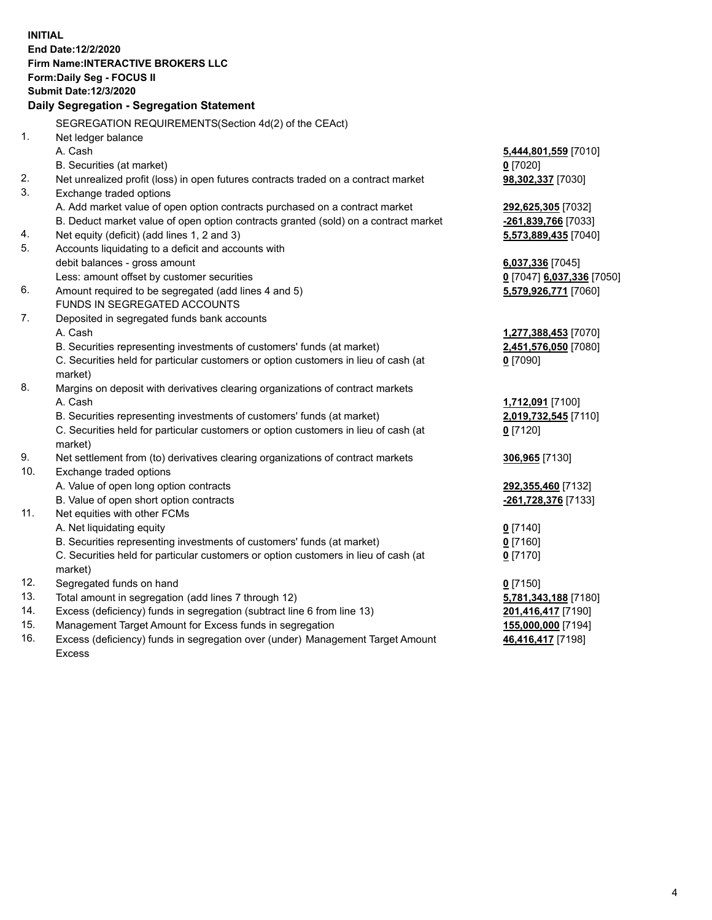**INITIAL**
**End Date:12/2/2020**
**Firm Name:INTERACTIVE BROKERS LLC**
**Form:Daily Seg - FOCUS II**
**Submit Date:12/3/2020**

**Daily Segregation - Segregation Statement**

SEGREGATION REQUIREMENTS(Section 4d(2) of the CEAct)

| | | |
|---|---|---|
| 1. | Net ledger balance | |
| | A. Cash | **5,444,801,559** [7010] |
| | B. Securities (at market) | **0** [7020] |
| 2. | Net unrealized profit (loss) in open futures contracts traded on a contract market | **98,302,337** [7030] |
| 3. | Exchange traded options | |
| | A. Add market value of open option contracts purchased on a contract market | **292,625,305** [7032] |
| | B. Deduct market value of open option contracts granted (sold) on a contract market | **-261,839,766** [7033] |
| 4. | Net equity (deficit) (add lines 1, 2 and 3) | **5,573,889,435** [7040] |
| 5. | Accounts liquidating to a deficit and accounts with debit balances - gross amount | **6,037,336** [7045] |
| | Less: amount offset by customer securities | **0** [7047] **6,037,336** [7050] |
| 6. | Amount required to be segregated (add lines 4 and 5) | **5,579,926,771** [7060] |
| | FUNDS IN SEGREGATED ACCOUNTS | |
| 7. | Deposited in segregated funds bank accounts | |
| | A. Cash | **1,277,388,453** [7070] |
| | B. Securities representing investments of customers' funds (at market) | **2,451,576,050** [7080] |
| | C. Securities held for particular customers or option customers in lieu of cash (at market) | **0** [7090] |
| 8. | Margins on deposit with derivatives clearing organizations of contract markets | |
| | A. Cash | **1,712,091** [7100] |
| | B. Securities representing investments of customers' funds (at market) | **2,019,732,545** [7110] |
| | C. Securities held for particular customers or option customers in lieu of cash (at market) | **0** [7120] |
| 9. | Net settlement from (to) derivatives clearing organizations of contract markets | **306,965** [7130] |
| 10. | Exchange traded options | |
| | A. Value of open long option contracts | **292,355,460** [7132] |
| | B. Value of open short option contracts | **-261,728,376** [7133] |
| 11. | Net equities with other FCMs | |
| | A. Net liquidating equity | **0** [7140] |
| | B. Securities representing investments of customers' funds (at market) | **0** [7160] |
| | C. Securities held for particular customers or option customers in lieu of cash (at market) | **0** [7170] |
| 12. | Segregated funds on hand | **0** [7150] |
| 13. | Total amount in segregation (add lines 7 through 12) | **5,781,343,188** [7180] |
| 14. | Excess (deficiency) funds in segregation (subtract line 6 from line 13) | **201,416,417** [7190] |
| 15. | Management Target Amount for Excess funds in segregation | **155,000,000** [7194] |
| 16. | Excess (deficiency) funds in segregation over (under) Management Target Amount Excess | **46,416,417** [7198] |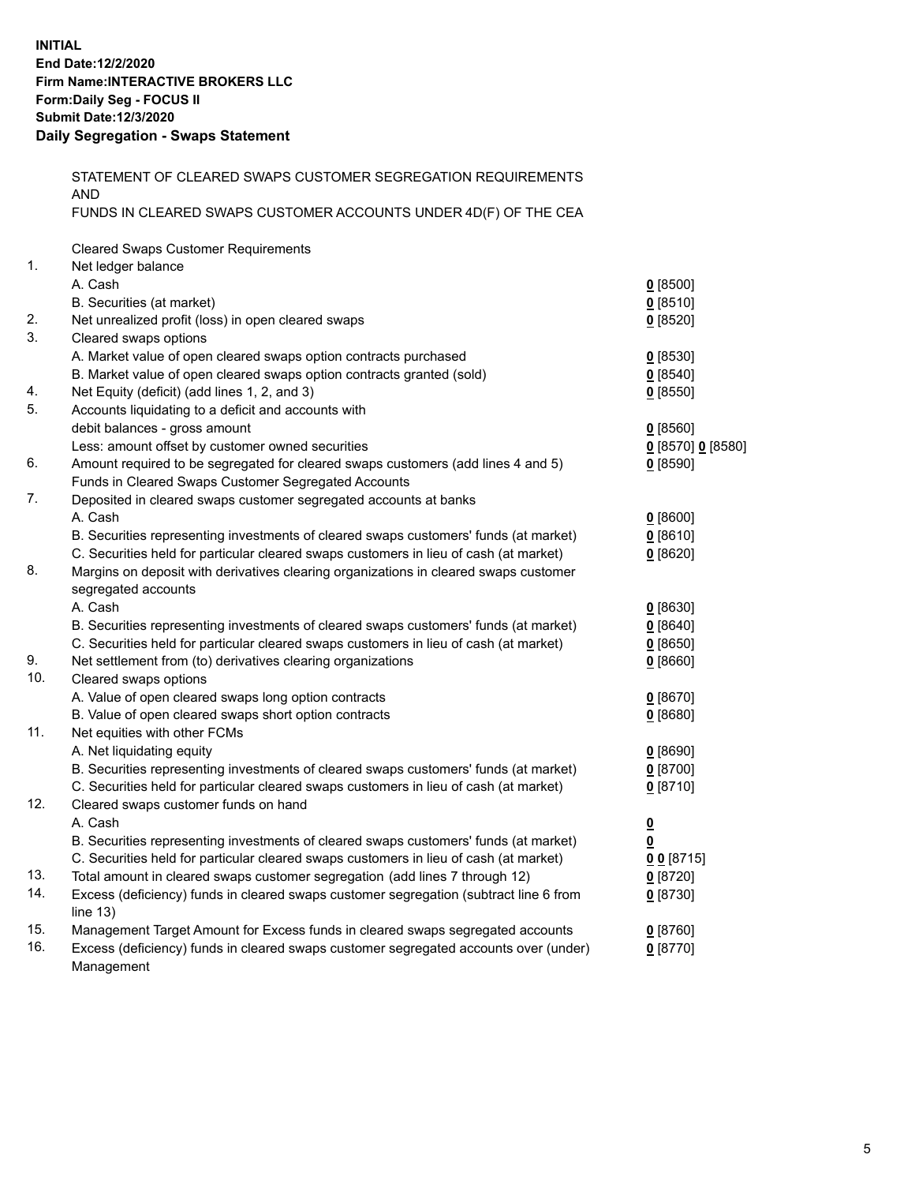**INITIAL**
**End Date:12/2/2020**
**Firm Name:INTERACTIVE BROKERS LLC**
**Form:Daily Seg - FOCUS II**
**Submit Date:12/3/2020**
**Daily Segregation - Swaps Statement**

STATEMENT OF CLEARED SWAPS CUSTOMER SEGREGATION REQUIREMENTS AND FUNDS IN CLEARED SWAPS CUSTOMER ACCOUNTS UNDER 4D(F) OF THE CEA

| | | |
|---|---|---|
| | Cleared Swaps Customer Requirements | |
| 1. | Net ledger balance | |
| | A. Cash | 0 [8500] |
| | B. Securities (at market) | 0 [8510] |
| 2. | Net unrealized profit (loss) in open cleared swaps | 0 [8520] |
| 3. | Cleared swaps options | |
| | A. Market value of open cleared swaps option contracts purchased | 0 [8530] |
| | B. Market value of open cleared swaps option contracts granted (sold) | 0 [8540] |
| 4. | Net Equity (deficit) (add lines 1, 2, and 3) | 0 [8550] |
| 5. | Accounts liquidating to a deficit and accounts with debit balances - gross amount | 0 [8560] |
| | Less: amount offset by customer owned securities | 0 [8570] 0 [8580] |
| 6. | Amount required to be segregated for cleared swaps customers (add lines 4 and 5) | 0 [8590] |
| | Funds in Cleared Swaps Customer Segregated Accounts | |
| 7. | Deposited in cleared swaps customer segregated accounts at banks | |
| | A. Cash | 0 [8600] |
| | B. Securities representing investments of cleared swaps customers' funds (at market) | 0 [8610] |
| | C. Securities held for particular cleared swaps customers in lieu of cash (at market) | 0 [8620] |
| 8. | Margins on deposit with derivatives clearing organizations in cleared swaps customer segregated accounts | |
| | A. Cash | 0 [8630] |
| | B. Securities representing investments of cleared swaps customers' funds (at market) | 0 [8640] |
| | C. Securities held for particular cleared swaps customers in lieu of cash (at market) | 0 [8650] |
| 9. | Net settlement from (to) derivatives clearing organizations | 0 [8660] |
| 10. | Cleared swaps options | |
| | A. Value of open cleared swaps long option contracts | 0 [8670] |
| | B. Value of open cleared swaps short option contracts | 0 [8680] |
| 11. | Net equities with other FCMs | |
| | A. Net liquidating equity | 0 [8690] |
| | B. Securities representing investments of cleared swaps customers' funds (at market) | 0 [8700] |
| | C. Securities held for particular cleared swaps customers in lieu of cash (at market) | 0 [8710] |
| 12. | Cleared swaps customer funds on hand | |
| | A. Cash | 0 |
| | B. Securities representing investments of cleared swaps customers' funds (at market) | 0 |
| | C. Securities held for particular cleared swaps customers in lieu of cash (at market) | 0 0 [8715] |
| 13. | Total amount in cleared swaps customer segregation (add lines 7 through 12) | 0 [8720] |
| 14. | Excess (deficiency) funds in cleared swaps customer segregation (subtract line 6 from line 13) | 0 [8730] |
| 15. | Management Target Amount for Excess funds in cleared swaps segregated accounts | 0 [8760] |
| 16. | Excess (deficiency) funds in cleared swaps customer segregated accounts over (under) Management | 0 [8770] |